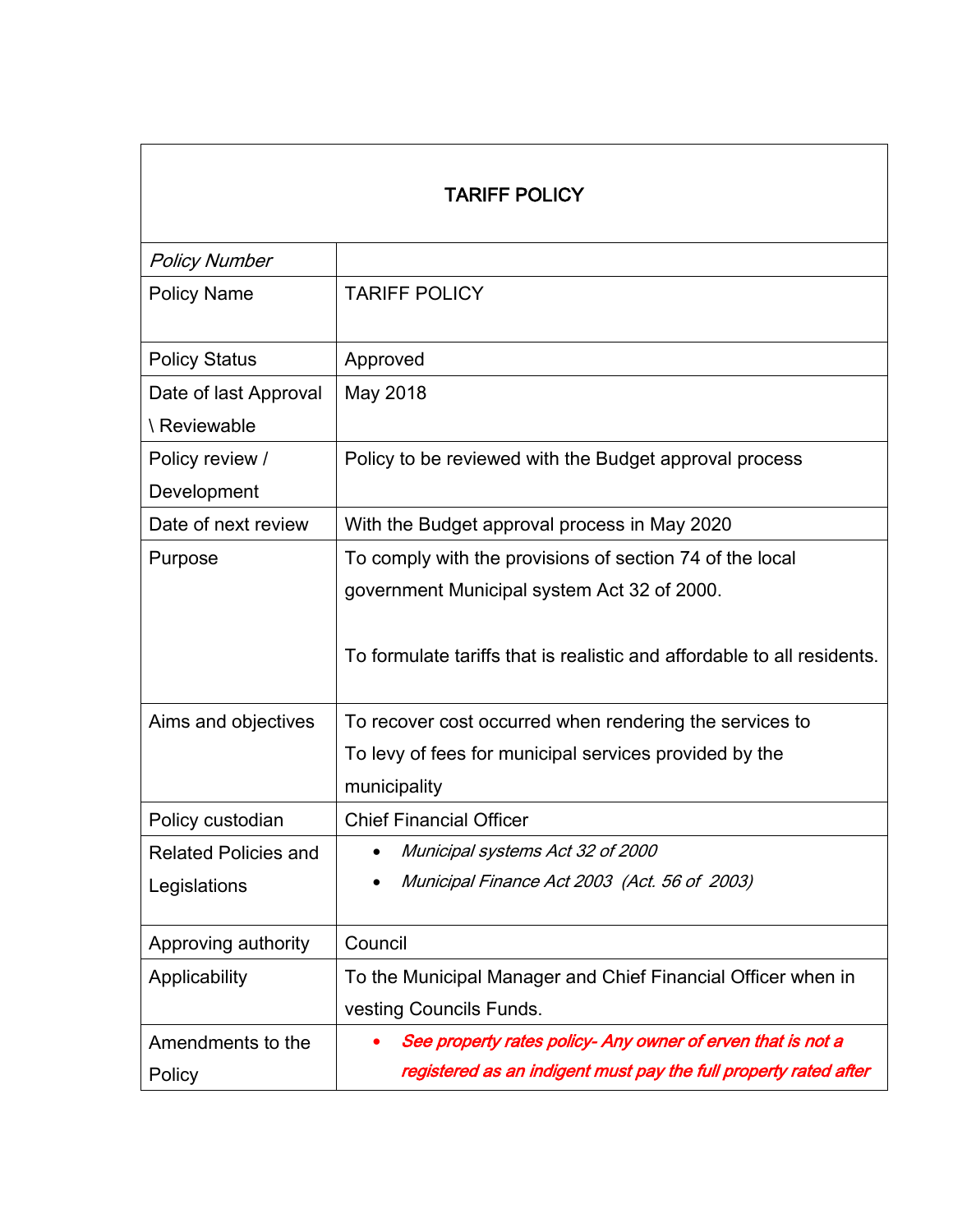| TARIFF POLICY | |
|---|---|
| *Policy Number* | |
| Policy Name | TARIFF POLICY |
| Policy Status | Approved |
| Date of last Approval \ Reviewable | May 2018 |
| Policy review / Development | Policy to be reviewed with the Budget approval process |
| Date of next review | With the Budget approval process in May 2020 |
| Purpose | To comply with the provisions of section 74 of the local government Municipal system Act 32 of 2000.<br><br>To formulate tariffs that is realistic and affordable to all residents. |
| Aims and objectives | To recover cost occurred when rendering the services to<br>To levy of fees for municipal services provided by the municipality |
| Policy custodian | Chief Financial Officer |
| Related Policies and Legislations | • *Municipal systems Act 32 of 2000*<br>• *Municipal Finance Act 2003 (Act. 56 of 2003)* |
| Approving authority | Council |
| Applicability | To the Municipal Manager and Chief Financial Officer when in vesting Councils Funds. |
| Amendments to the Policy | • ***See property rates policy- Any owner of erven that is not a registered as an indigent must pay the full property rated after*** |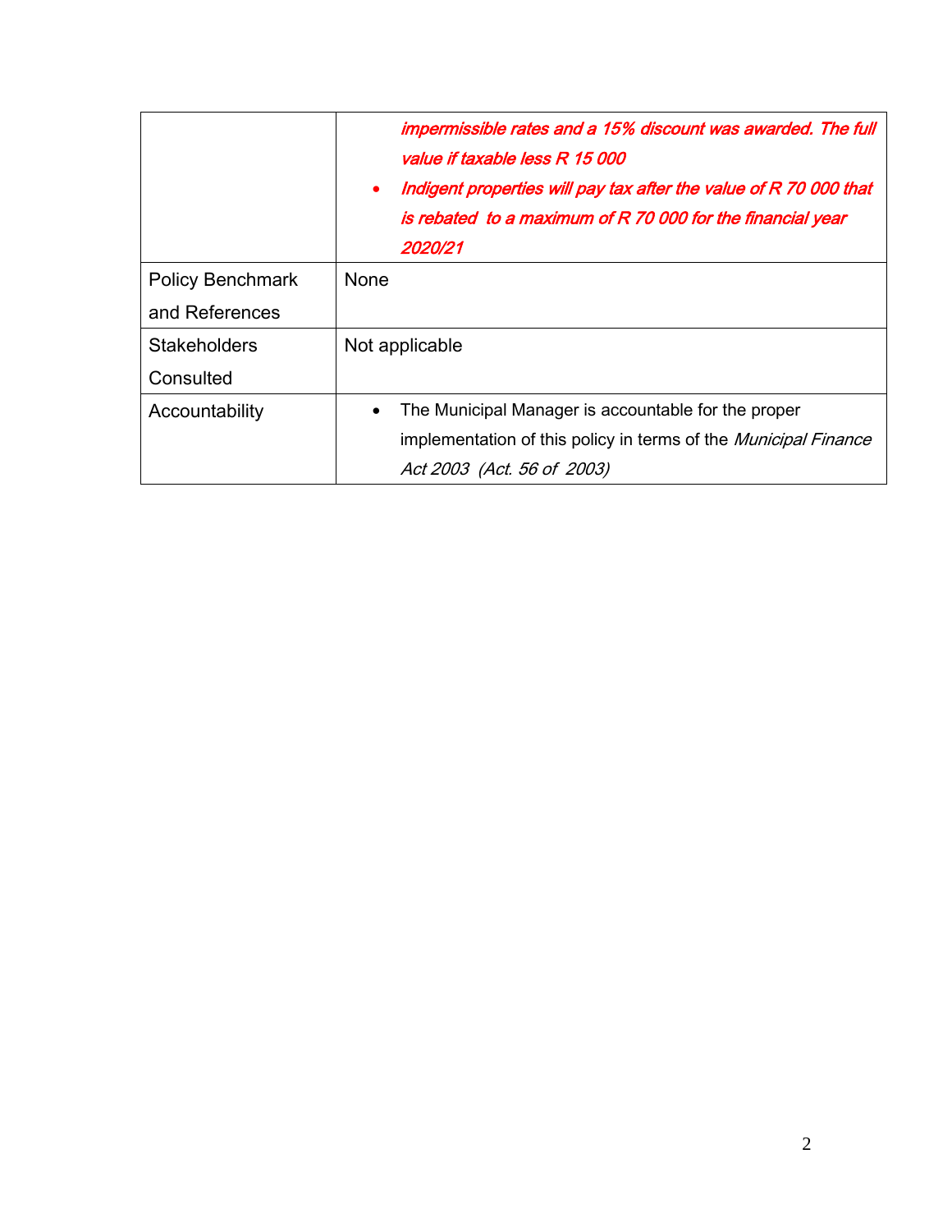| | |
|---|---|
| | *impermissible rates and a 15% discount was awarded. The full value if taxable less R 15 000*<br>• *Indigent properties will pay tax after the value of R 70 000 that is rebated to a maximum of R 70 000 for the financial year 2020/21* |
| Policy Benchmark and References | None |
| Stakeholders Consulted | Not applicable |
| Accountability | • The Municipal Manager is accountable for the proper implementation of this policy in terms of the *Municipal Finance Act 2003 (Act. 56 of 2003)* |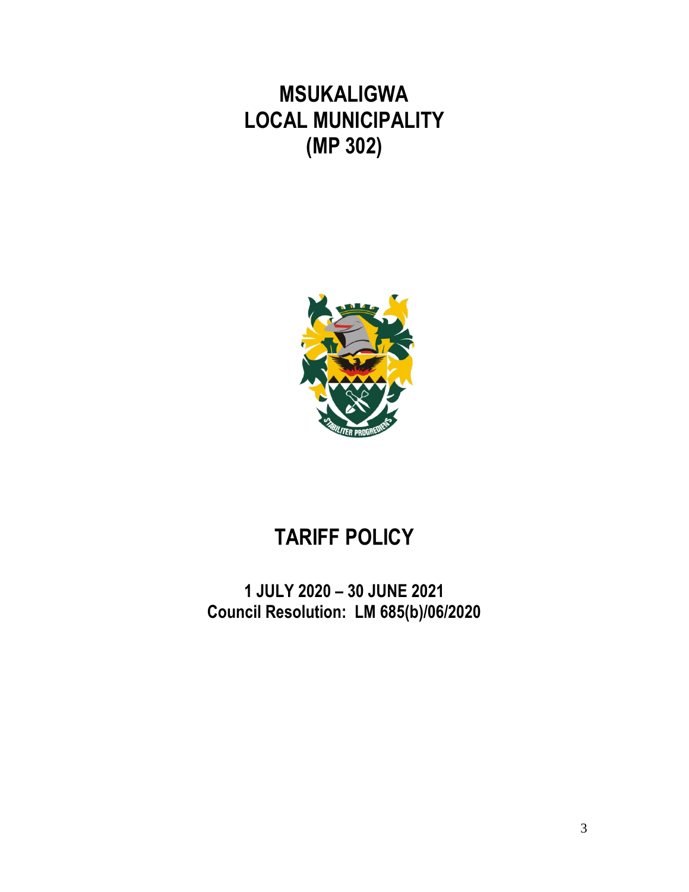# MSUKALIGWA LOCAL MUNICIPALITY (MP 302)

# TARIFF POLICY

**1 JULY 2020 – 30 JUNE 2021**
**Council Resolution: LM 685(b)/06/2020**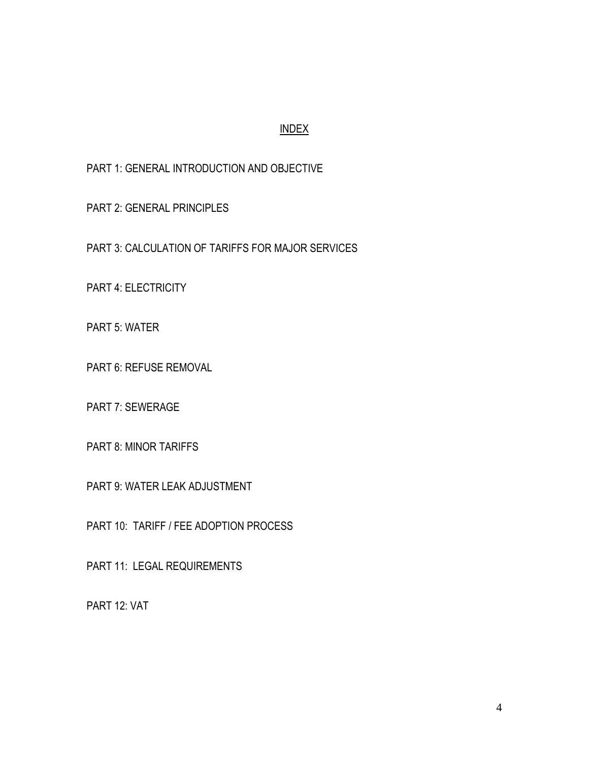# INDEX

PART 1: GENERAL INTRODUCTION AND OBJECTIVE

PART 2: GENERAL PRINCIPLES

PART 3: CALCULATION OF TARIFFS FOR MAJOR SERVICES

PART 4: ELECTRICITY

PART 5: WATER

PART 6: REFUSE REMOVAL

PART 7: SEWERAGE

PART 8: MINOR TARIFFS

PART 9: WATER LEAK ADJUSTMENT

PART 10: TARIFF / FEE ADOPTION PROCESS

PART 11: LEGAL REQUIREMENTS

PART 12: VAT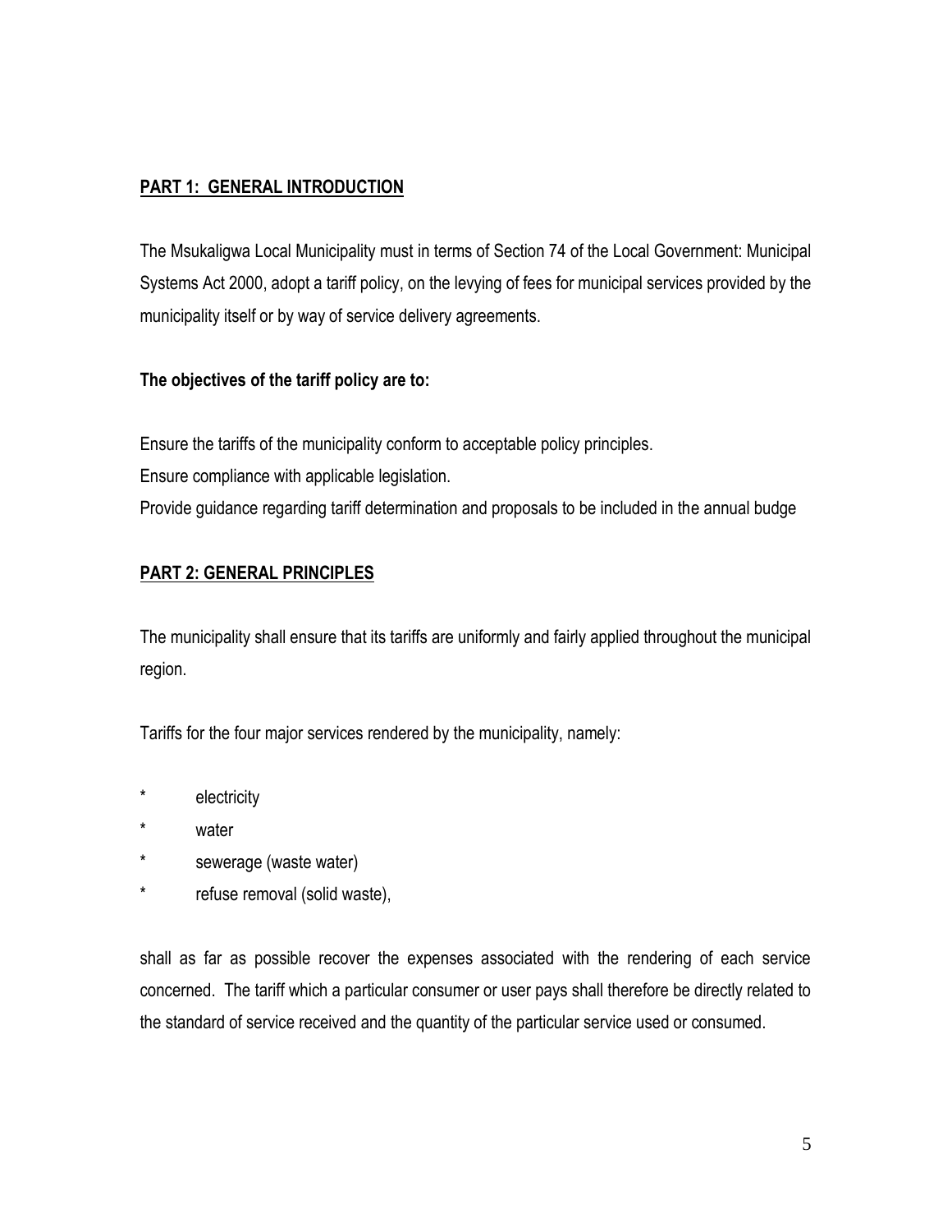## **PART 1: GENERAL INTRODUCTION**

The Msukaligwa Local Municipality must in terms of Section 74 of the Local Government: Municipal Systems Act 2000, adopt a tariff policy, on the levying of fees for municipal services provided by the municipality itself or by way of service delivery agreements.

**The objectives of the tariff policy are to:**

Ensure the tariffs of the municipality conform to acceptable policy principles.
Ensure compliance with applicable legislation.
Provide guidance regarding tariff determination and proposals to be included in the annual budge

## **PART 2: GENERAL PRINCIPLES**

The municipality shall ensure that its tariffs are uniformly and fairly applied throughout the municipal region.

Tariffs for the four major services rendered by the municipality, namely:

- electricity
- water
- sewerage (waste water)
- refuse removal (solid waste),

shall as far as possible recover the expenses associated with the rendering of each service concerned. The tariff which a particular consumer or user pays shall therefore be directly related to the standard of service received and the quantity of the particular service used or consumed.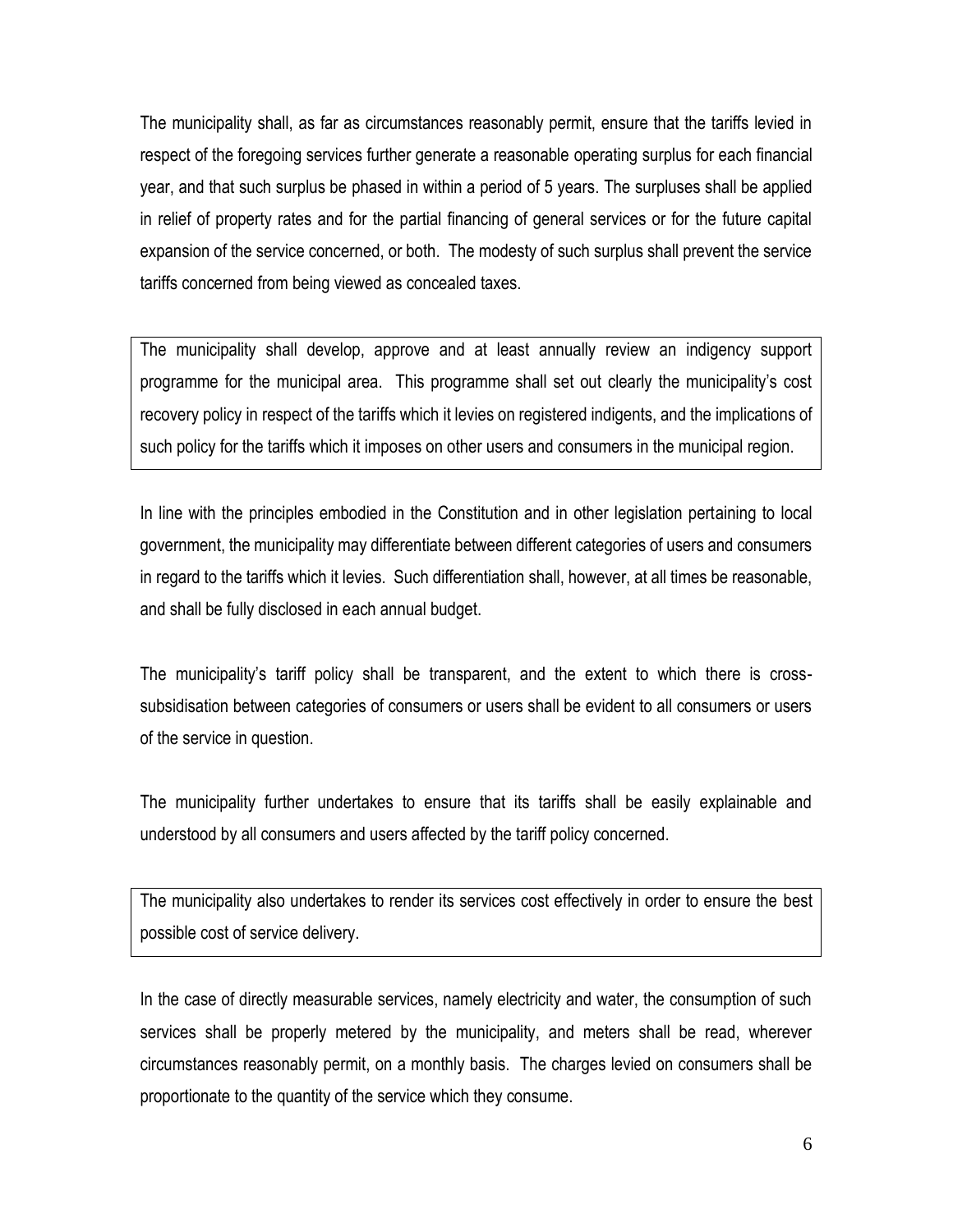The municipality shall, as far as circumstances reasonably permit, ensure that the tariffs levied in respect of the foregoing services further generate a reasonable operating surplus for each financial year, and that such surplus be phased in within a period of 5 years. The surpluses shall be applied in relief of property rates and for the partial financing of general services or for the future capital expansion of the service concerned, or both. The modesty of such surplus shall prevent the service tariffs concerned from being viewed as concealed taxes.

The municipality shall develop, approve and at least annually review an indigency support programme for the municipal area. This programme shall set out clearly the municipality's cost recovery policy in respect of the tariffs which it levies on registered indigents, and the implications of such policy for the tariffs which it imposes on other users and consumers in the municipal region.

In line with the principles embodied in the Constitution and in other legislation pertaining to local government, the municipality may differentiate between different categories of users and consumers in regard to the tariffs which it levies. Such differentiation shall, however, at all times be reasonable, and shall be fully disclosed in each annual budget.

The municipality's tariff policy shall be transparent, and the extent to which there is cross-subsidisation between categories of consumers or users shall be evident to all consumers or users of the service in question.

The municipality further undertakes to ensure that its tariffs shall be easily explainable and understood by all consumers and users affected by the tariff policy concerned.

The municipality also undertakes to render its services cost effectively in order to ensure the best possible cost of service delivery.

In the case of directly measurable services, namely electricity and water, the consumption of such services shall be properly metered by the municipality, and meters shall be read, wherever circumstances reasonably permit, on a monthly basis. The charges levied on consumers shall be proportionate to the quantity of the service which they consume.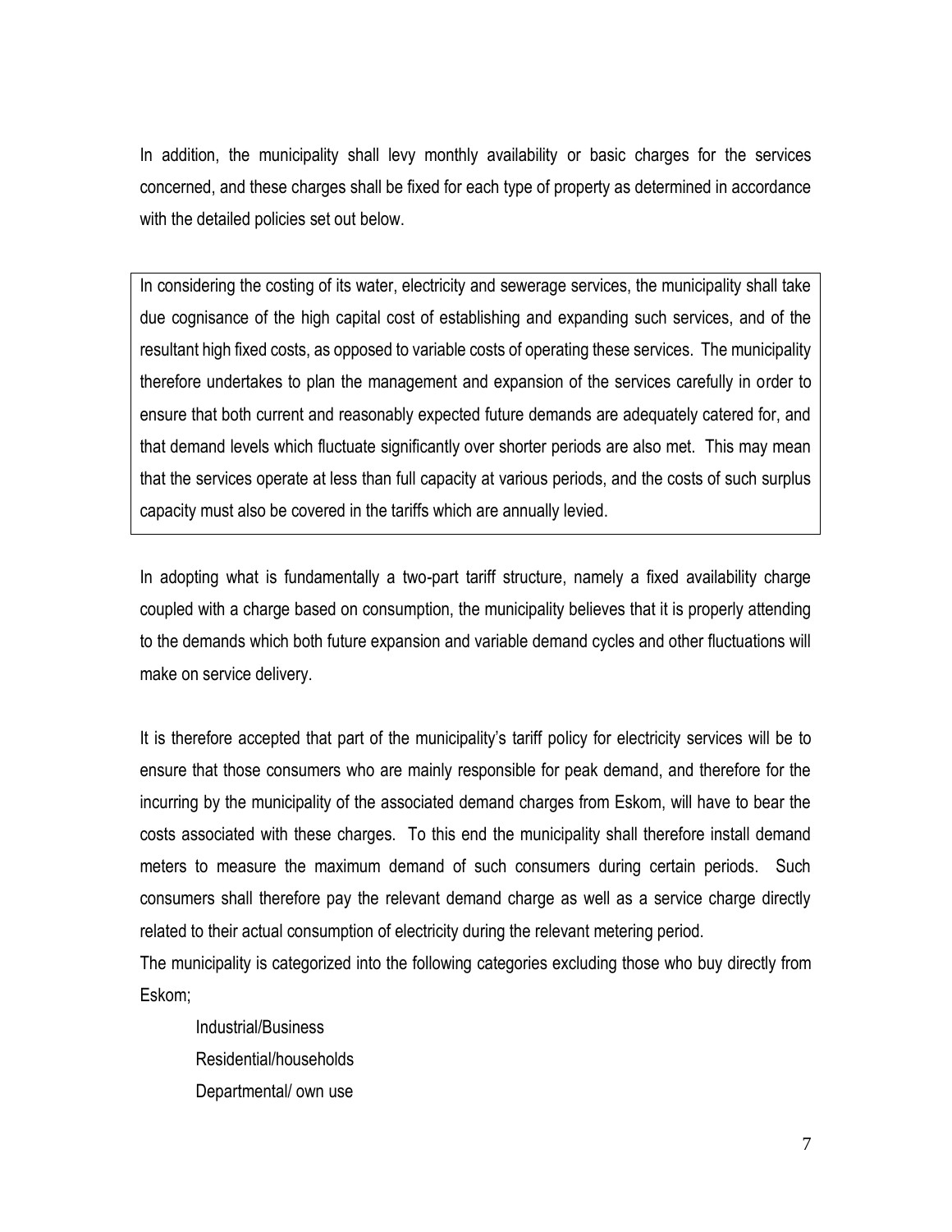In addition, the municipality shall levy monthly availability or basic charges for the services concerned, and these charges shall be fixed for each type of property as determined in accordance with the detailed policies set out below.

In considering the costing of its water, electricity and sewerage services, the municipality shall take due cognisance of the high capital cost of establishing and expanding such services, and of the resultant high fixed costs, as opposed to variable costs of operating these services. The municipality therefore undertakes to plan the management and expansion of the services carefully in order to ensure that both current and reasonably expected future demands are adequately catered for, and that demand levels which fluctuate significantly over shorter periods are also met. This may mean that the services operate at less than full capacity at various periods, and the costs of such surplus capacity must also be covered in the tariffs which are annually levied.

In adopting what is fundamentally a two-part tariff structure, namely a fixed availability charge coupled with a charge based on consumption, the municipality believes that it is properly attending to the demands which both future expansion and variable demand cycles and other fluctuations will make on service delivery.

It is therefore accepted that part of the municipality's tariff policy for electricity services will be to ensure that those consumers who are mainly responsible for peak demand, and therefore for the incurring by the municipality of the associated demand charges from Eskom, will have to bear the costs associated with these charges. To this end the municipality shall therefore install demand meters to measure the maximum demand of such consumers during certain periods. Such consumers shall therefore pay the relevant demand charge as well as a service charge directly related to their actual consumption of electricity during the relevant metering period.

The municipality is categorized into the following categories excluding those who buy directly from Eskom;

- Industrial/Business
- Residential/households
- Departmental/ own use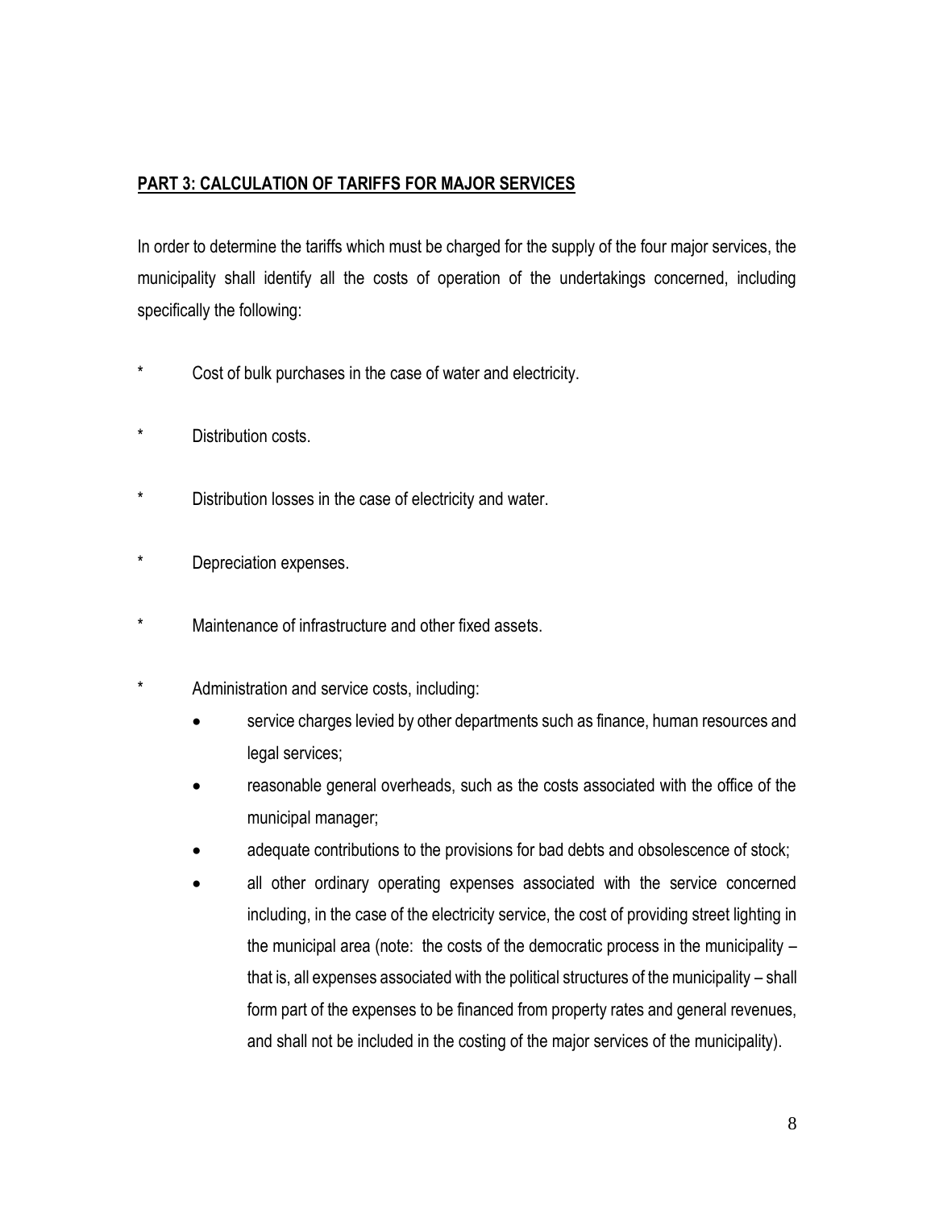## PART 3: CALCULATION OF TARIFFS FOR MAJOR SERVICES

In order to determine the tariffs which must be charged for the supply of the four major services, the municipality shall identify all the costs of operation of the undertakings concerned, including specifically the following:

* Cost of bulk purchases in the case of water and electricity.
* Distribution costs.
* Distribution losses in the case of electricity and water.
* Depreciation expenses.
* Maintenance of infrastructure and other fixed assets.
* Administration and service costs, including:
    - service charges levied by other departments such as finance, human resources and legal services;
    - reasonable general overheads, such as the costs associated with the office of the municipal manager;
    - adequate contributions to the provisions for bad debts and obsolescence of stock;
    - all other ordinary operating expenses associated with the service concerned including, in the case of the electricity service, the cost of providing street lighting in the municipal area (note: the costs of the democratic process in the municipality – that is, all expenses associated with the political structures of the municipality – shall form part of the expenses to be financed from property rates and general revenues, and shall not be included in the costing of the major services of the municipality).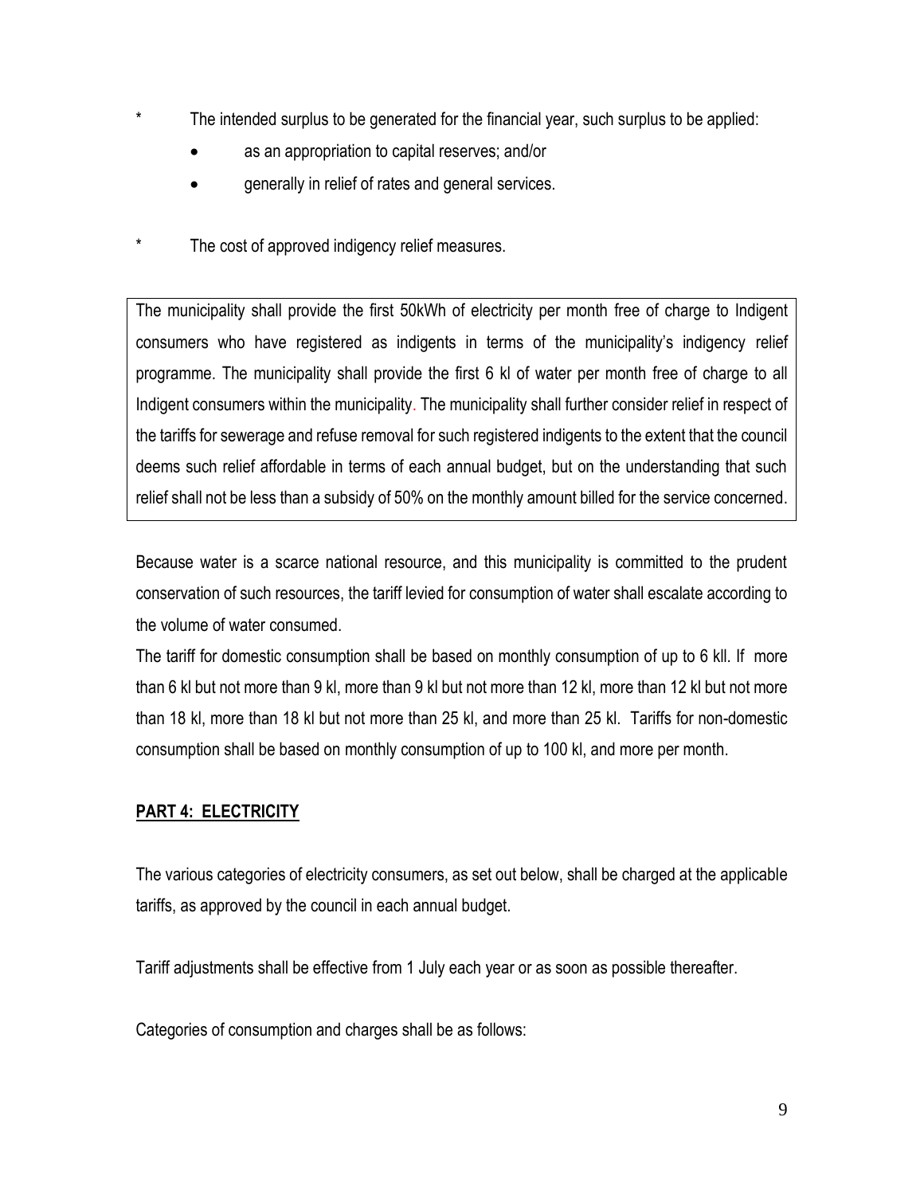\* The intended surplus to be generated for the financial year, such surplus to be applied:

- as an appropriation to capital reserves; and/or
- generally in relief of rates and general services.

\* The cost of approved indigency relief measures.

The municipality shall provide the first 50kWh of electricity per month free of charge to Indigent consumers who have registered as indigents in terms of the municipality's indigency relief programme. The municipality shall provide the first 6 kl of water per month free of charge to all Indigent consumers within the municipality. The municipality shall further consider relief in respect of the tariffs for sewerage and refuse removal for such registered indigents to the extent that the council deems such relief affordable in terms of each annual budget, but on the understanding that such relief shall not be less than a subsidy of 50% on the monthly amount billed for the service concerned.

Because water is a scarce national resource, and this municipality is committed to the prudent conservation of such resources, the tariff levied for consumption of water shall escalate according to the volume of water consumed.

The tariff for domestic consumption shall be based on monthly consumption of up to 6 kll. If more than 6 kl but not more than 9 kl, more than 9 kl but not more than 12 kl, more than 12 kl but not more than 18 kl, more than 18 kl but not more than 25 kl, and more than 25 kl. Tariffs for non-domestic consumption shall be based on monthly consumption of up to 100 kl, and more per month.

## PART 4: ELECTRICITY

The various categories of electricity consumers, as set out below, shall be charged at the applicable tariffs, as approved by the council in each annual budget.

Tariff adjustments shall be effective from 1 July each year or as soon as possible thereafter.

Categories of consumption and charges shall be as follows: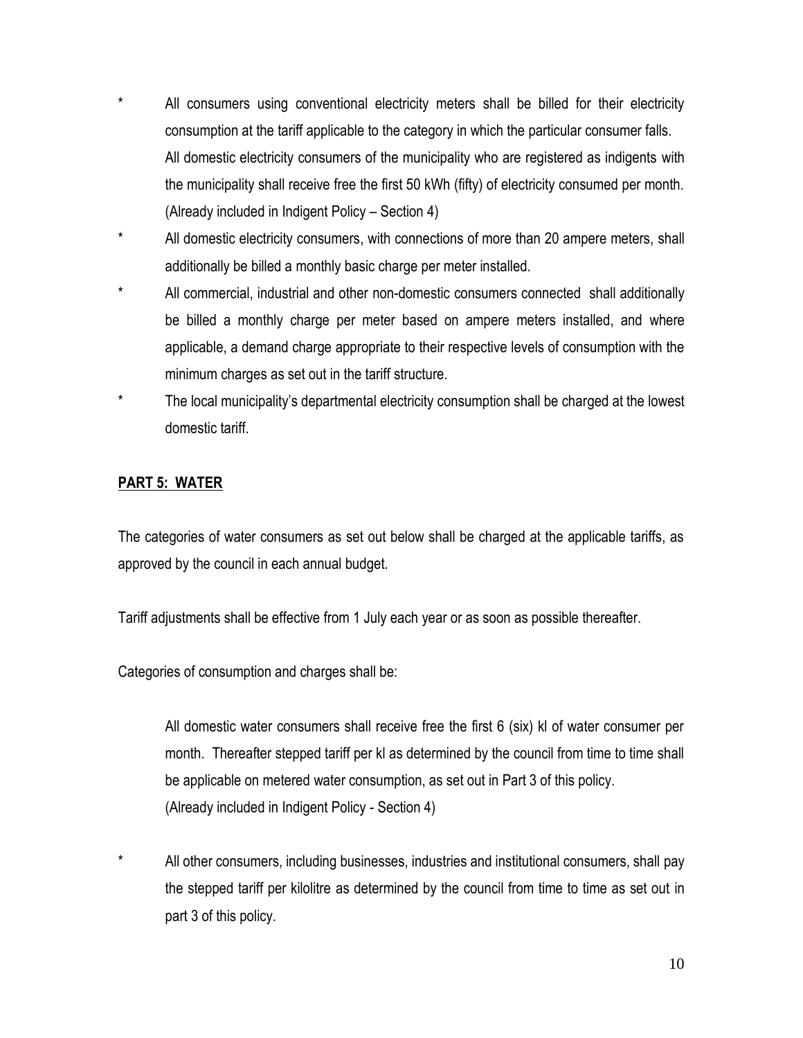\* All consumers using conventional electricity meters shall be billed for their electricity consumption at the tariff applicable to the category in which the particular consumer falls. All domestic electricity consumers of the municipality who are registered as indigents with the municipality shall receive free the first 50 kWh (fifty) of electricity consumed per month. (Already included in Indigent Policy – Section 4)

\* All domestic electricity consumers, with connections of more than 20 ampere meters, shall additionally be billed a monthly basic charge per meter installed.

\* All commercial, industrial and other non-domestic consumers connected shall additionally be billed a monthly charge per meter based on ampere meters installed, and where applicable, a demand charge appropriate to their respective levels of consumption with the minimum charges as set out in the tariff structure.

\* The local municipality's departmental electricity consumption shall be charged at the lowest domestic tariff.

## PART 5: WATER

The categories of water consumers as set out below shall be charged at the applicable tariffs, as approved by the council in each annual budget.

Tariff adjustments shall be effective from 1 July each year or as soon as possible thereafter.

Categories of consumption and charges shall be:

All domestic water consumers shall receive free the first 6 (six) kl of water consumer per month. Thereafter stepped tariff per kl as determined by the council from time to time shall be applicable on metered water consumption, as set out in Part 3 of this policy. (Already included in Indigent Policy - Section 4)

\* All other consumers, including businesses, industries and institutional consumers, shall pay the stepped tariff per kilolitre as determined by the council from time to time as set out in part 3 of this policy.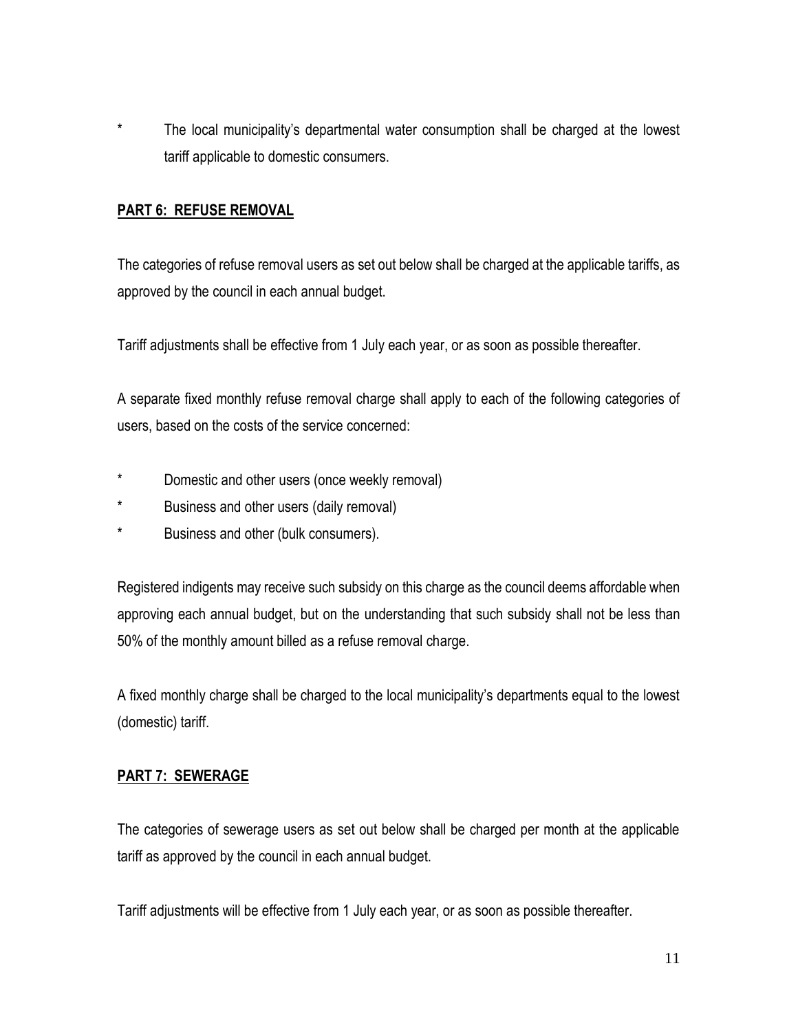* The local municipality's departmental water consumption shall be charged at the lowest tariff applicable to domestic consumers.

## PART 6: REFUSE REMOVAL

The categories of refuse removal users as set out below shall be charged at the applicable tariffs, as approved by the council in each annual budget.

Tariff adjustments shall be effective from 1 July each year, or as soon as possible thereafter.

A separate fixed monthly refuse removal charge shall apply to each of the following categories of users, based on the costs of the service concerned:

* Domestic and other users (once weekly removal)
* Business and other users (daily removal)
* Business and other (bulk consumers).

Registered indigents may receive such subsidy on this charge as the council deems affordable when approving each annual budget, but on the understanding that such subsidy shall not be less than 50% of the monthly amount billed as a refuse removal charge.

A fixed monthly charge shall be charged to the local municipality's departments equal to the lowest (domestic) tariff.

## PART 7: SEWERAGE

The categories of sewerage users as set out below shall be charged per month at the applicable tariff as approved by the council in each annual budget.

Tariff adjustments will be effective from 1 July each year, or as soon as possible thereafter.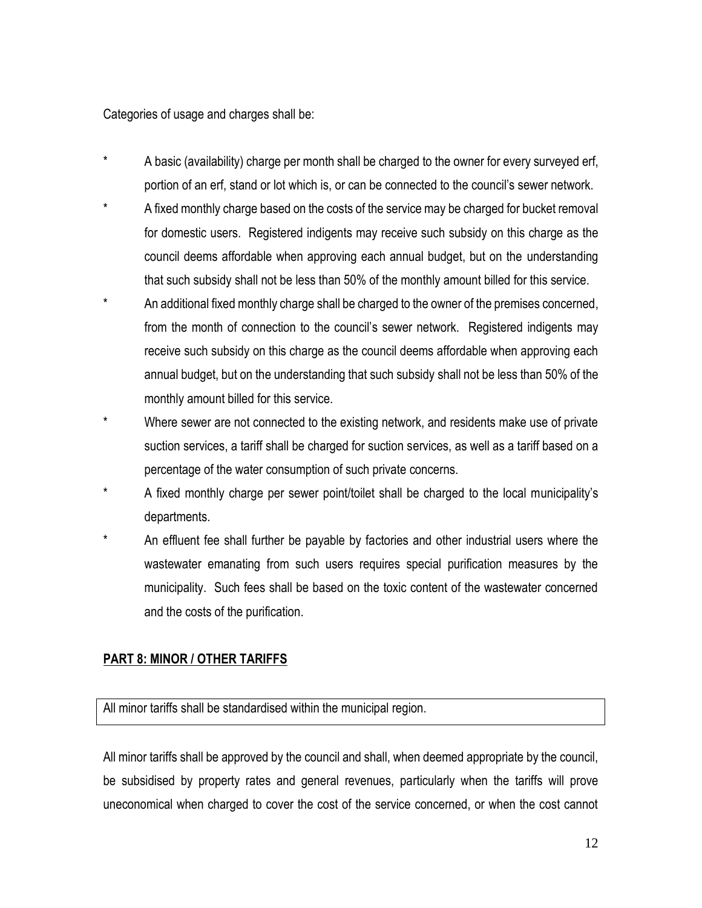Categories of usage and charges shall be:

* A basic (availability) charge per month shall be charged to the owner for every surveyed erf, portion of an erf, stand or lot which is, or can be connected to the council's sewer network.
* A fixed monthly charge based on the costs of the service may be charged for bucket removal for domestic users. Registered indigents may receive such subsidy on this charge as the council deems affordable when approving each annual budget, but on the understanding that such subsidy shall not be less than 50% of the monthly amount billed for this service.
* An additional fixed monthly charge shall be charged to the owner of the premises concerned, from the month of connection to the council's sewer network. Registered indigents may receive such subsidy on this charge as the council deems affordable when approving each annual budget, but on the understanding that such subsidy shall not be less than 50% of the monthly amount billed for this service.
* Where sewer are not connected to the existing network, and residents make use of private suction services, a tariff shall be charged for suction services, as well as a tariff based on a percentage of the water consumption of such private concerns.
* A fixed monthly charge per sewer point/toilet shall be charged to the local municipality's departments.
* An effluent fee shall further be payable by factories and other industrial users where the wastewater emanating from such users requires special purification measures by the municipality. Such fees shall be based on the toxic content of the wastewater concerned and the costs of the purification.

## PART 8: MINOR / OTHER TARIFFS

All minor tariffs shall be standardised within the municipal region.

All minor tariffs shall be approved by the council and shall, when deemed appropriate by the council, be subsidised by property rates and general revenues, particularly when the tariffs will prove uneconomical when charged to cover the cost of the service concerned, or when the cost cannot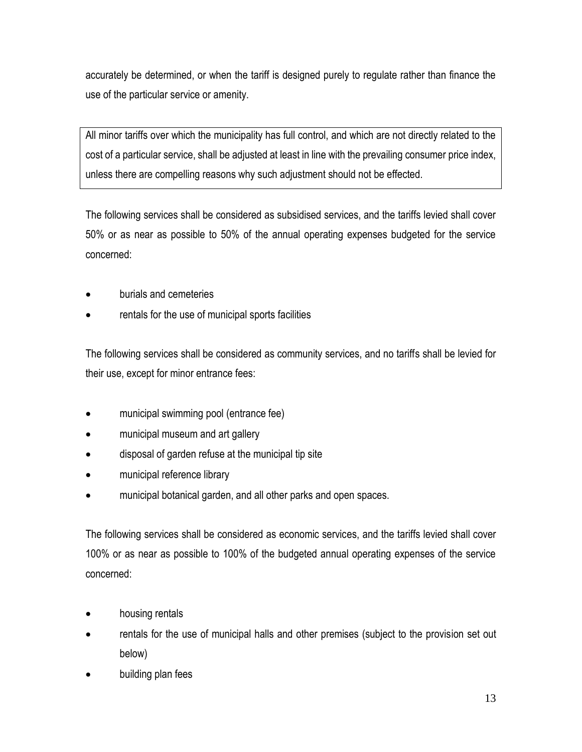accurately be determined, or when the tariff is designed purely to regulate rather than finance the use of the particular service or amenity.

> All minor tariffs over which the municipality has full control, and which are not directly related to the cost of a particular service, shall be adjusted at least in line with the prevailing consumer price index, unless there are compelling reasons why such adjustment should not be effected.

The following services shall be considered as subsidised services, and the tariffs levied shall cover 50% or as near as possible to 50% of the annual operating expenses budgeted for the service concerned:

- burials and cemeteries
- rentals for the use of municipal sports facilities

The following services shall be considered as community services, and no tariffs shall be levied for their use, except for minor entrance fees:

- municipal swimming pool (entrance fee)
- municipal museum and art gallery
- disposal of garden refuse at the municipal tip site
- municipal reference library
- municipal botanical garden, and all other parks and open spaces.

The following services shall be considered as economic services, and the tariffs levied shall cover 100% or as near as possible to 100% of the budgeted annual operating expenses of the service concerned:

- housing rentals
- rentals for the use of municipal halls and other premises (subject to the provision set out below)
- building plan fees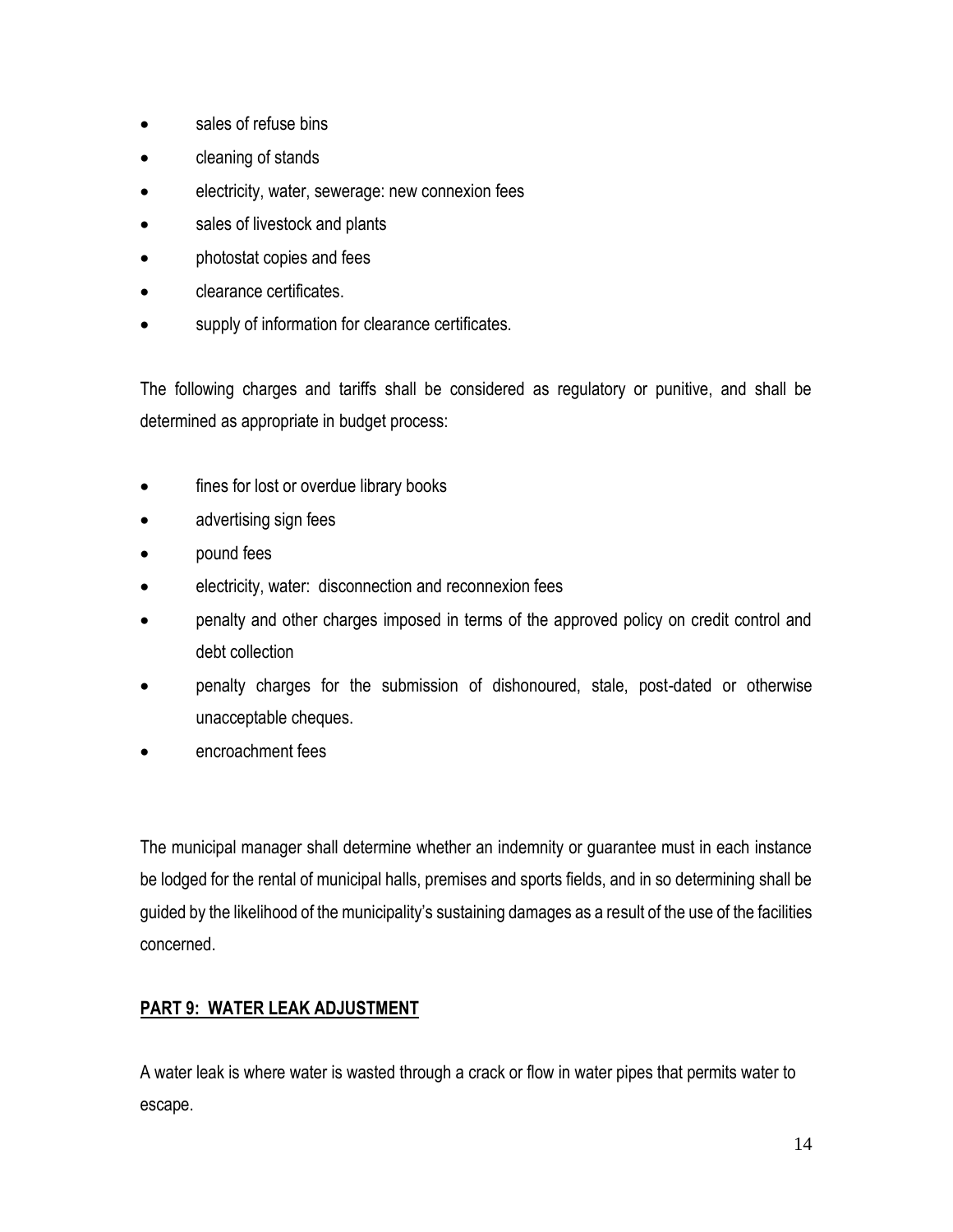- sales of refuse bins
- cleaning of stands
- electricity, water, sewerage: new connexion fees
- sales of livestock and plants
- photostat copies and fees
- clearance certificates.
- supply of information for clearance certificates.

The following charges and tariffs shall be considered as regulatory or punitive, and shall be determined as appropriate in budget process:

- fines for lost or overdue library books
- advertising sign fees
- pound fees
- electricity, water: disconnection and reconnexion fees
- penalty and other charges imposed in terms of the approved policy on credit control and debt collection
- penalty charges for the submission of dishonoured, stale, post-dated or otherwise unacceptable cheques.
- encroachment fees

The municipal manager shall determine whether an indemnity or guarantee must in each instance be lodged for the rental of municipal halls, premises and sports fields, and in so determining shall be guided by the likelihood of the municipality's sustaining damages as a result of the use of the facilities concerned.

## PART 9: WATER LEAK ADJUSTMENT

A water leak is where water is wasted through a crack or flow in water pipes that permits water to escape.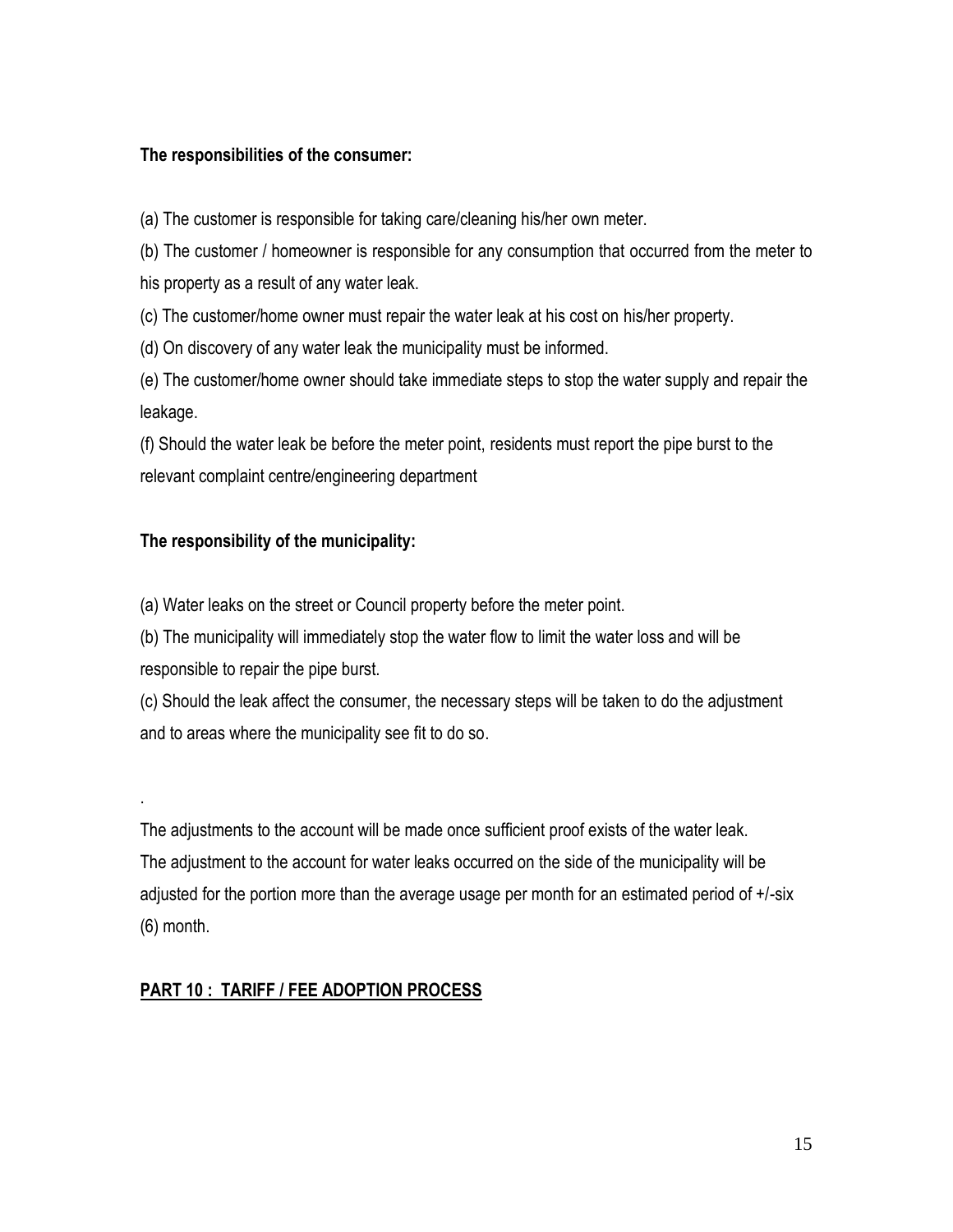**The responsibilities of the consumer:**

(a) The customer is responsible for taking care/cleaning his/her own meter.

(b) The customer / homeowner is responsible for any consumption that occurred from the meter to his property as a result of any water leak.

(c) The customer/home owner must repair the water leak at his cost on his/her property.

(d) On discovery of any water leak the municipality must be informed.

(e) The customer/home owner should take immediate steps to stop the water supply and repair the leakage.

(f) Should the water leak be before the meter point, residents must report the pipe burst to the relevant complaint centre/engineering department

**The responsibility of the municipality:**

(a) Water leaks on the street or Council property before the meter point.

(b) The municipality will immediately stop the water flow to limit the water loss and will be responsible to repair the pipe burst.

(c) Should the leak affect the consumer, the necessary steps will be taken to do the adjustment and to areas where the municipality see fit to do so.

.

The adjustments to the account will be made once sufficient proof exists of the water leak. The adjustment to the account for water leaks occurred on the side of the municipality will be adjusted for the portion more than the average usage per month for an estimated period of +/-six (6) month.

## PART 10 : TARIFF / FEE ADOPTION PROCESS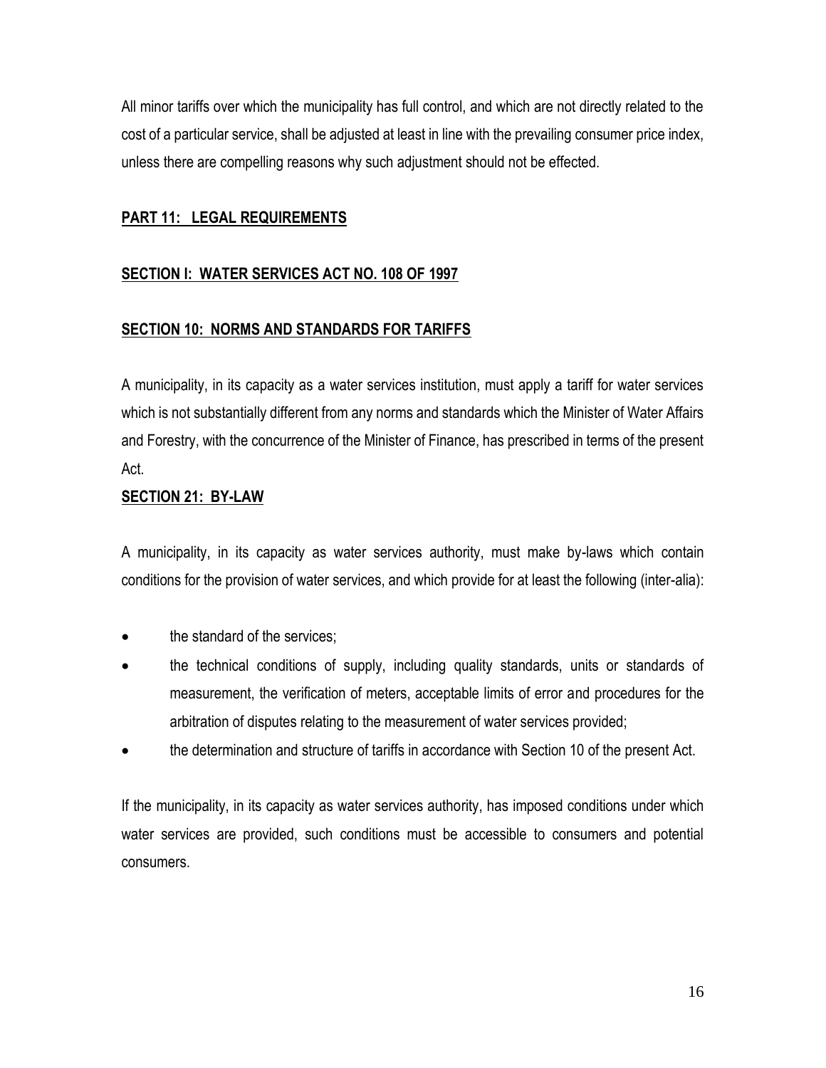All minor tariffs over which the municipality has full control, and which are not directly related to the cost of a particular service, shall be adjusted at least in line with the prevailing consumer price index, unless there are compelling reasons why such adjustment should not be effected.

## PART 11: LEGAL REQUIREMENTS

### SECTION I: WATER SERVICES ACT NO. 108 OF 1997

### SECTION 10: NORMS AND STANDARDS FOR TARIFFS

A municipality, in its capacity as a water services institution, must apply a tariff for water services which is not substantially different from any norms and standards which the Minister of Water Affairs and Forestry, with the concurrence of the Minister of Finance, has prescribed in terms of the present Act.

### SECTION 21: BY-LAW

A municipality, in its capacity as water services authority, must make by-laws which contain conditions for the provision of water services, and which provide for at least the following (inter-alia):

- the standard of the services;
- the technical conditions of supply, including quality standards, units or standards of measurement, the verification of meters, acceptable limits of error and procedures for the arbitration of disputes relating to the measurement of water services provided;
- the determination and structure of tariffs in accordance with Section 10 of the present Act.

If the municipality, in its capacity as water services authority, has imposed conditions under which water services are provided, such conditions must be accessible to consumers and potential consumers.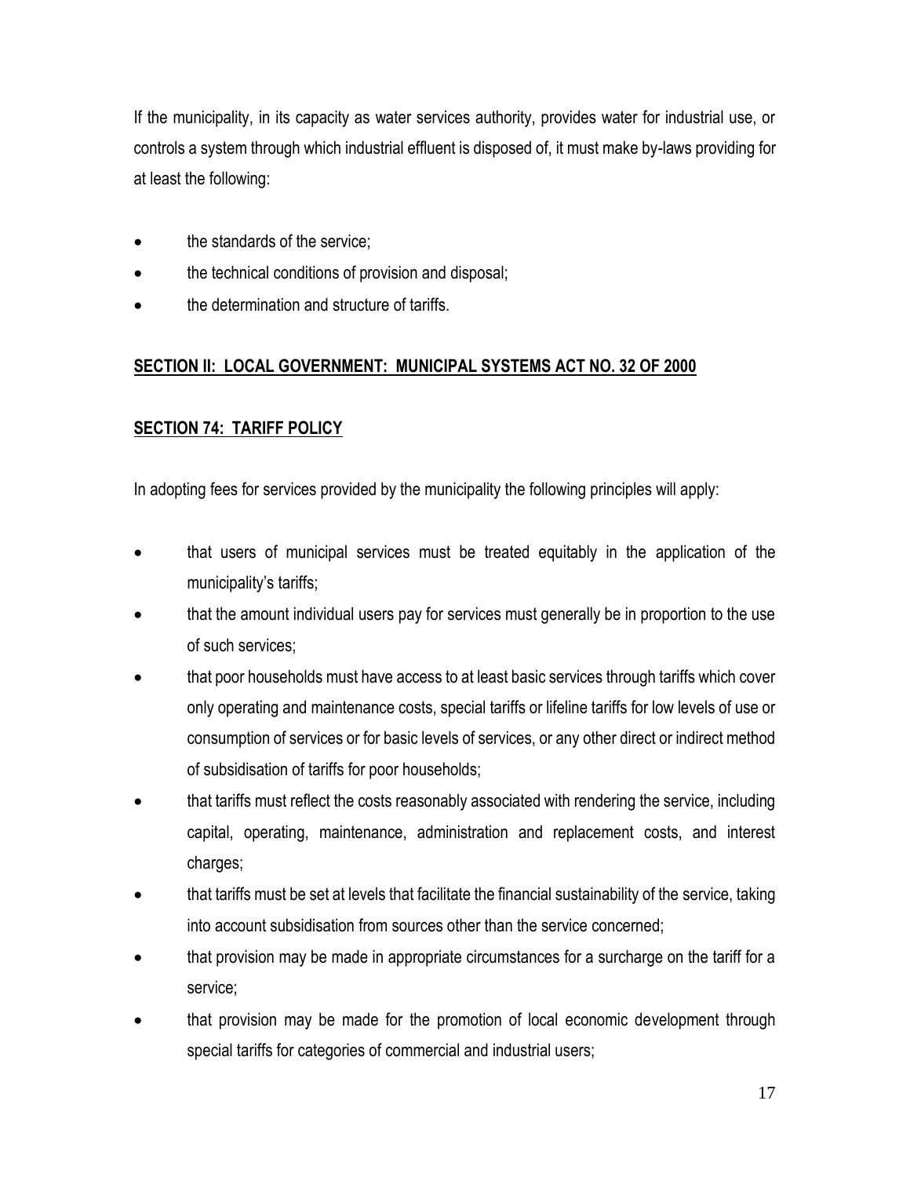If the municipality, in its capacity as water services authority, provides water for industrial use, or controls a system through which industrial effluent is disposed of, it must make by-laws providing for at least the following:

- the standards of the service;
- the technical conditions of provision and disposal;
- the determination and structure of tariffs.

## SECTION II: LOCAL GOVERNMENT: MUNICIPAL SYSTEMS ACT NO. 32 OF 2000

### SECTION 74: TARIFF POLICY

In adopting fees for services provided by the municipality the following principles will apply:

- that users of municipal services must be treated equitably in the application of the municipality's tariffs;
- that the amount individual users pay for services must generally be in proportion to the use of such services;
- that poor households must have access to at least basic services through tariffs which cover only operating and maintenance costs, special tariffs or lifeline tariffs for low levels of use or consumption of services or for basic levels of services, or any other direct or indirect method of subsidisation of tariffs for poor households;
- that tariffs must reflect the costs reasonably associated with rendering the service, including capital, operating, maintenance, administration and replacement costs, and interest charges;
- that tariffs must be set at levels that facilitate the financial sustainability of the service, taking into account subsidisation from sources other than the service concerned;
- that provision may be made in appropriate circumstances for a surcharge on the tariff for a service;
- that provision may be made for the promotion of local economic development through special tariffs for categories of commercial and industrial users;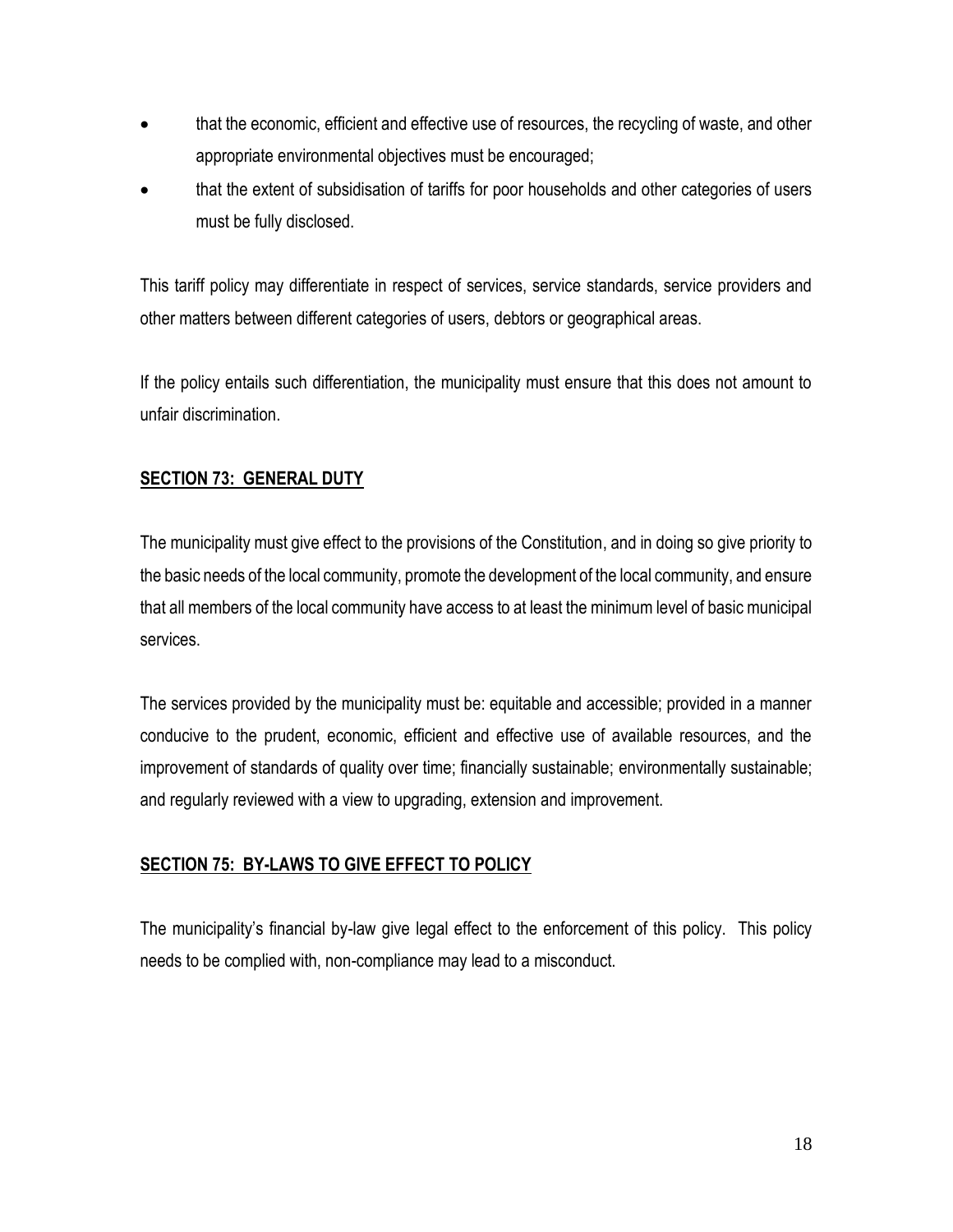- that the economic, efficient and effective use of resources, the recycling of waste, and other appropriate environmental objectives must be encouraged;
- that the extent of subsidisation of tariffs for poor households and other categories of users must be fully disclosed.

This tariff policy may differentiate in respect of services, service standards, service providers and other matters between different categories of users, debtors or geographical areas.

If the policy entails such differentiation, the municipality must ensure that this does not amount to unfair discrimination.

## SECTION 73: GENERAL DUTY

The municipality must give effect to the provisions of the Constitution, and in doing so give priority to the basic needs of the local community, promote the development of the local community, and ensure that all members of the local community have access to at least the minimum level of basic municipal services.

The services provided by the municipality must be: equitable and accessible; provided in a manner conducive to the prudent, economic, efficient and effective use of available resources, and the improvement of standards of quality over time; financially sustainable; environmentally sustainable; and regularly reviewed with a view to upgrading, extension and improvement.

## SECTION 75: BY-LAWS TO GIVE EFFECT TO POLICY

The municipality's financial by-law give legal effect to the enforcement of this policy. This policy needs to be complied with, non-compliance may lead to a misconduct.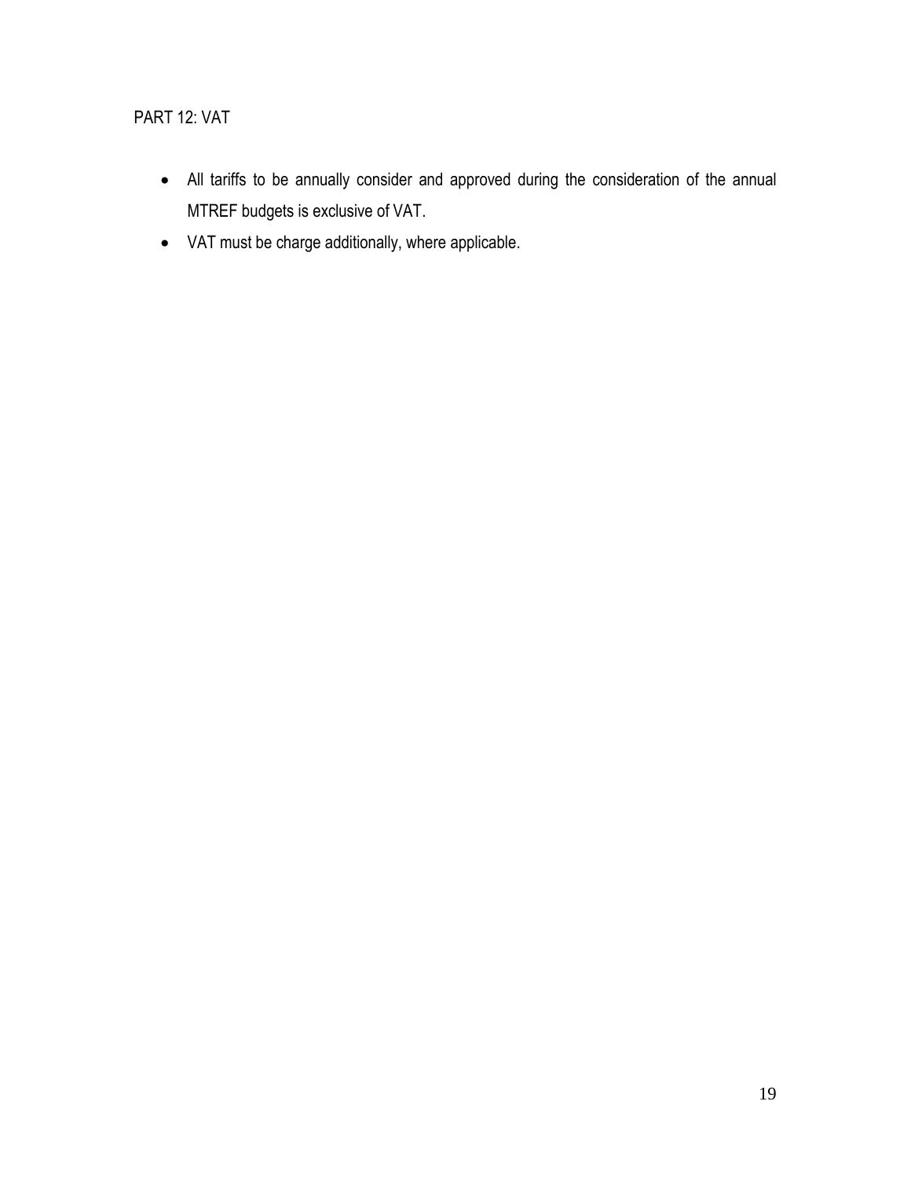## PART 12: VAT

- All tariffs to be annually consider and approved during the consideration of the annual MTREF budgets is exclusive of VAT.
- VAT must be charge additionally, where applicable.